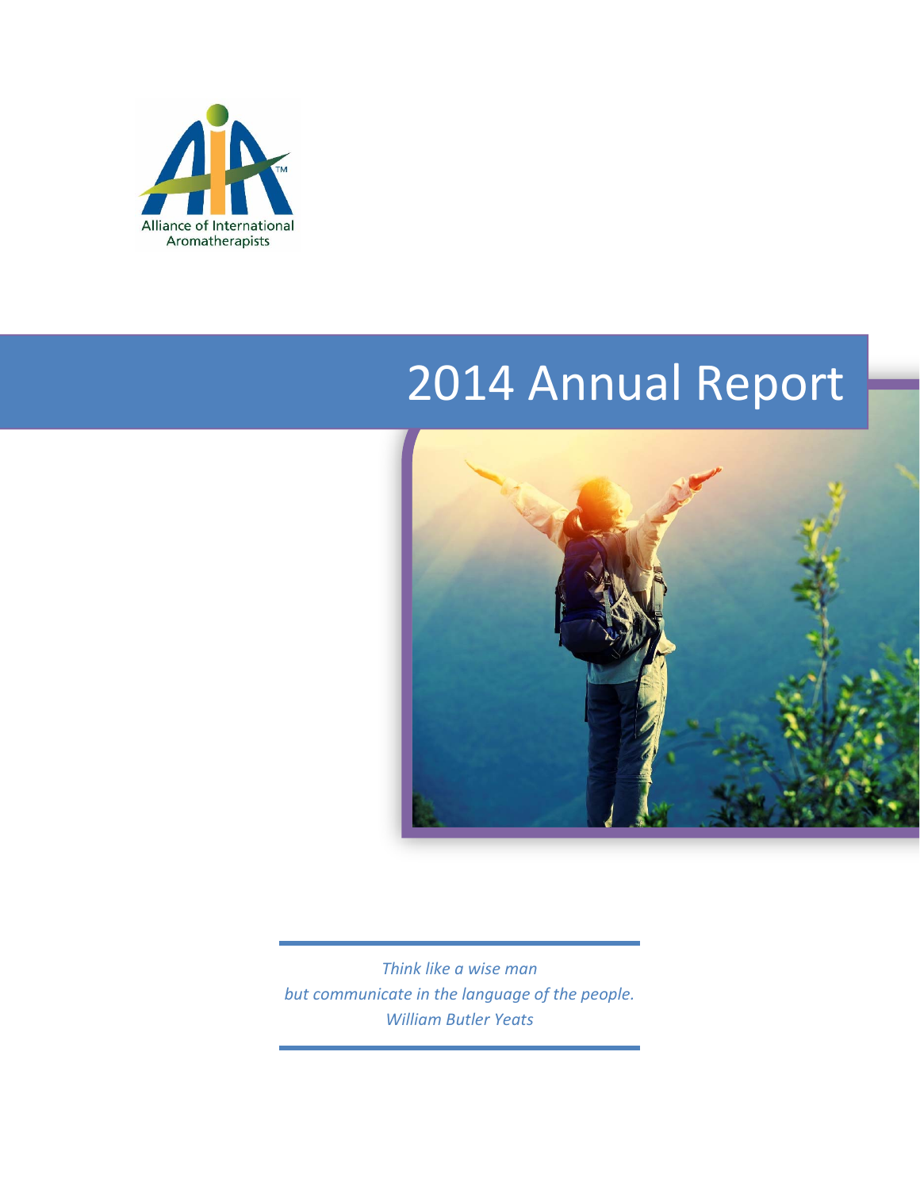Alliance of International Aromatherapists

# 2014 Annual Report

*Think like a wise man*
*but communicate in the language of the people.*
*William Butler Yeats*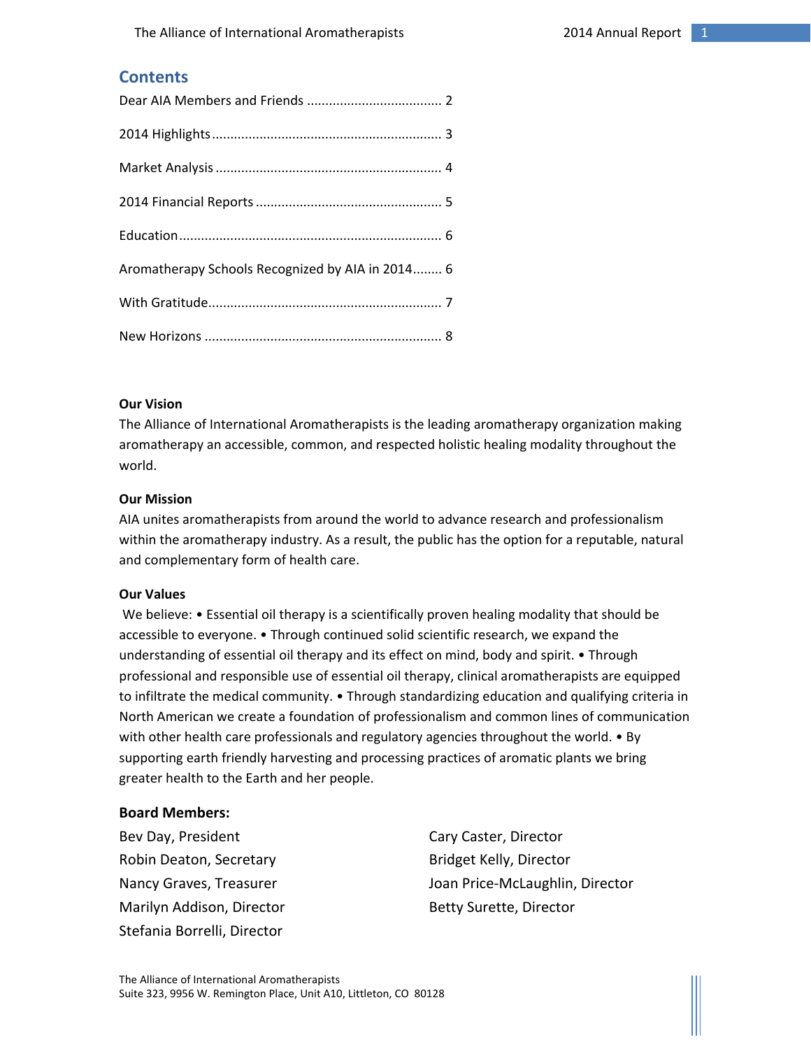## Contents

Dear AIA Members and Friends ..................................... 2

2014 Highlights ............................................................. 3

Market Analysis ............................................................. 4

2014 Financial Reports .................................................. 5

Education ....................................................................... 6

Aromatherapy Schools Recognized by AIA in 2014........ 6

With Gratitude................................................................ 7

New Horizons ................................................................ 8

**Our Vision**

The Alliance of International Aromatherapists is the leading aromatherapy organization making aromatherapy an accessible, common, and respected holistic healing modality throughout the world.

**Our Mission**

AIA unites aromatherapists from around the world to advance research and professionalism within the aromatherapy industry. As a result, the public has the option for a reputable, natural and complementary form of health care.

**Our Values**

We believe: • Essential oil therapy is a scientifically proven healing modality that should be accessible to everyone. • Through continued solid scientific research, we expand the understanding of essential oil therapy and its effect on mind, body and spirit. • Through professional and responsible use of essential oil therapy, clinical aromatherapists are equipped to infiltrate the medical community. • Through standardizing education and qualifying criteria in North American we create a foundation of professionalism and common lines of communication with other health care professionals and regulatory agencies throughout the world. • By supporting earth friendly harvesting and processing practices of aromatic plants we bring greater health to the Earth and her people.

### Board Members:

Bev Day, President
Robin Deaton, Secretary
Nancy Graves, Treasurer
Marilyn Addison, Director
Stefania Borrelli, Director
Cary Caster, Director
Bridget Kelly, Director
Joan Price-McLaughlin, Director
Betty Surette, Director

The Alliance of International Aromatherapists
Suite 323, 9956 W. Remington Place, Unit A10, Littleton, CO 80128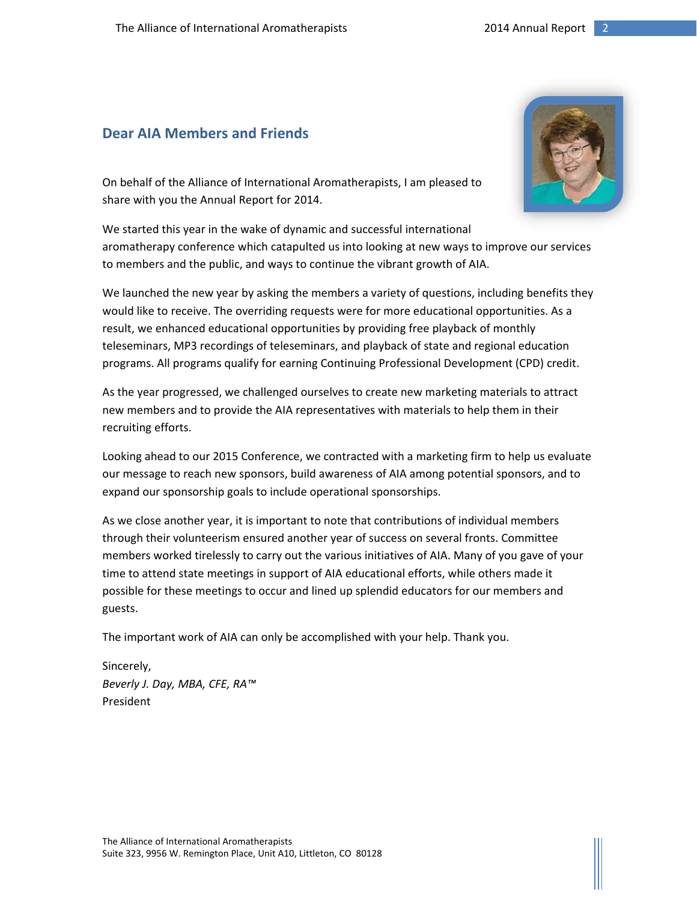## Dear AIA Members and Friends

On behalf of the Alliance of International Aromatherapists, I am pleased to share with you the Annual Report for 2014.

We started this year in the wake of dynamic and successful international aromatherapy conference which catapulted us into looking at new ways to improve our services to members and the public, and ways to continue the vibrant growth of AIA.

We launched the new year by asking the members a variety of questions, including benefits they would like to receive. The overriding requests were for more educational opportunities. As a result, we enhanced educational opportunities by providing free playback of monthly teleseminars, MP3 recordings of teleseminars, and playback of state and regional education programs. All programs qualify for earning Continuing Professional Development (CPD) credit.

As the year progressed, we challenged ourselves to create new marketing materials to attract new members and to provide the AIA representatives with materials to help them in their recruiting efforts.

Looking ahead to our 2015 Conference, we contracted with a marketing firm to help us evaluate our message to reach new sponsors, build awareness of AIA among potential sponsors, and to expand our sponsorship goals to include operational sponsorships.

As we close another year, it is important to note that contributions of individual members through their volunteerism ensured another year of success on several fronts. Committee members worked tirelessly to carry out the various initiatives of AIA. Many of you gave of your time to attend state meetings in support of AIA educational efforts, while others made it possible for these meetings to occur and lined up splendid educators for our members and guests.

The important work of AIA can only be accomplished with your help. Thank you.

Sincerely,
*Beverly J. Day, MBA, CFE, RA™*
President

The Alliance of International Aromatherapists
Suite 323, 9956 W. Remington Place, Unit A10, Littleton, CO 80128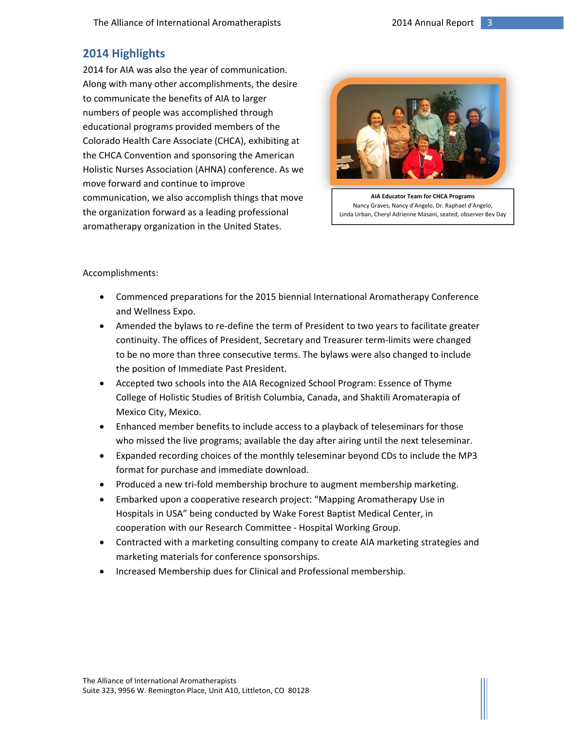## 2014 Highlights

2014 for AIA was also the year of communication. Along with many other accomplishments, the desire to communicate the benefits of AIA to larger numbers of people was accomplished through educational programs provided members of the Colorado Health Care Associate (CHCA), exhibiting at the CHCA Convention and sponsoring the American Holistic Nurses Association (AHNA) conference. As we move forward and continue to improve communication, we also accomplish things that move the organization forward as a leading professional aromatherapy organization in the United States.

**AIA Educator Team for CHCA Programs**
Nancy Graves, Nancy d'Angelo, Dr. Raphael d'Angelo, Linda Urban, Cheryl Adrienne Masani, seated, observer Bev Day

Accomplishments:

- Commenced preparations for the 2015 biennial International Aromatherapy Conference and Wellness Expo.
- Amended the bylaws to re-define the term of President to two years to facilitate greater continuity. The offices of President, Secretary and Treasurer term-limits were changed to be no more than three consecutive terms. The bylaws were also changed to include the position of Immediate Past President.
- Accepted two schools into the AIA Recognized School Program: Essence of Thyme College of Holistic Studies of British Columbia, Canada, and Shaktili Aromaterapia of Mexico City, Mexico.
- Enhanced member benefits to include access to a playback of teleseminars for those who missed the live programs; available the day after airing until the next teleseminar.
- Expanded recording choices of the monthly teleseminar beyond CDs to include the MP3 format for purchase and immediate download.
- Produced a new tri-fold membership brochure to augment membership marketing.
- Embarked upon a cooperative research project: "Mapping Aromatherapy Use in Hospitals in USA" being conducted by Wake Forest Baptist Medical Center, in cooperation with our Research Committee - Hospital Working Group.
- Contracted with a marketing consulting company to create AIA marketing strategies and marketing materials for conference sponsorships.
- Increased Membership dues for Clinical and Professional membership.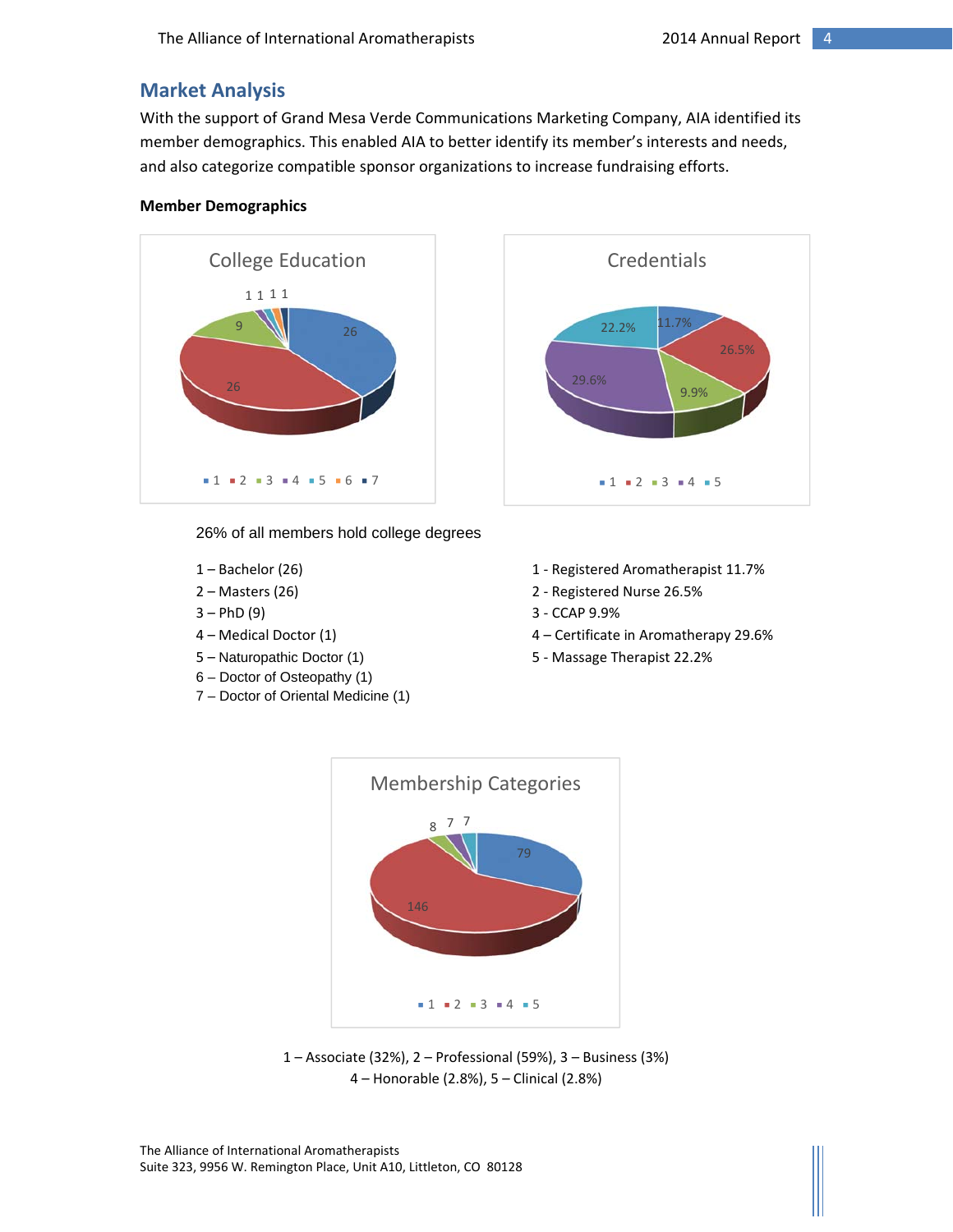## Market Analysis

With the support of Grand Mesa Verde Communications Marketing Company, AIA identified its member demographics. This enabled AIA to better identify its member's interests and needs, and also categorize compatible sponsor organizations to increase fundraising efforts.

**Member Demographics**

**College Education**

26% of all members hold college degrees

1 – Bachelor (26)
2 – Masters (26)
3 – PhD (9)
4 – Medical Doctor (1)
5 – Naturopathic Doctor (1)
6 – Doctor of Osteopathy (1)
7 – Doctor of Oriental Medicine (1)

**Credentials**

1 - Registered Aromatherapist 11.7%
2 - Registered Nurse 26.5%
3 - CCAP 9.9%
4 – Certificate in Aromatherapy 29.6%
5 - Massage Therapist 22.2%

**Membership Categories**

1 – Associate (32%), 2 – Professional (59%), 3 – Business (3%)
4 – Honorable (2.8%), 5 – Clinical (2.8%)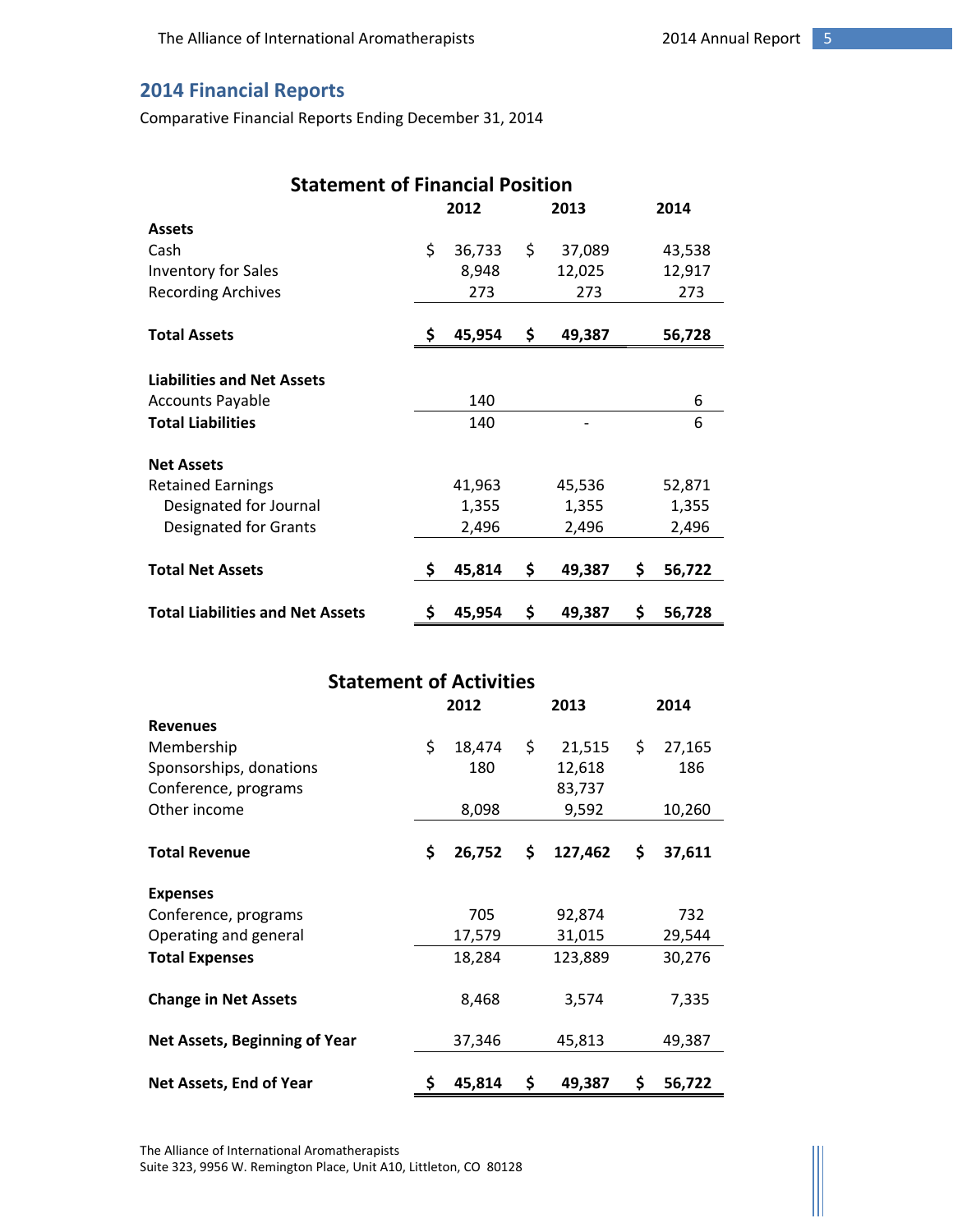## 2014 Financial Reports

Comparative Financial Reports Ending December 31, 2014

### Statement of Financial Position

| | 2012 | 2013 | 2014 |
|---|---|---|---|
| **Assets** | | | |
| Cash | $ 36,733 | $ 37,089 | 43,538 |
| Inventory for Sales | 8,948 | 12,025 | 12,917 |
| Recording Archives | 273 | 273 | 273 |
| **Total Assets** | **$ 45,954** | **$ 49,387** | **56,728** |
| **Liabilities and Net Assets** | | | |
| Accounts Payable | 140 | | 6 |
| **Total Liabilities** | 140 | - | 6 |
| **Net Assets** | | | |
| Retained Earnings | 41,963 | 45,536 | 52,871 |
| Designated for Journal | 1,355 | 1,355 | 1,355 |
| Designated for Grants | 2,496 | 2,496 | 2,496 |
| **Total Net Assets** | **$ 45,814** | **$ 49,387** | **$ 56,722** |
| **Total Liabilities and Net Assets** | **$ 45,954** | **$ 49,387** | **$ 56,728** |

### Statement of Activities

| | 2012 | 2013 | 2014 |
|---|---|---|---|
| **Revenues** | | | |
| Membership | $ 18,474 | $ 21,515 | $ 27,165 |
| Sponsorships, donations | 180 | 12,618 | 186 |
| Conference, programs | | 83,737 | |
| Other income | 8,098 | 9,592 | 10,260 |
| **Total Revenue** | **$ 26,752** | **$ 127,462** | **$ 37,611** |
| **Expenses** | | | |
| Conference, programs | 705 | 92,874 | 732 |
| Operating and general | 17,579 | 31,015 | 29,544 |
| **Total Expenses** | 18,284 | 123,889 | 30,276 |
| **Change in Net Assets** | 8,468 | 3,574 | 7,335 |
| **Net Assets, Beginning of Year** | 37,346 | 45,813 | 49,387 |
| **Net Assets, End of Year** | **$ 45,814** | **$ 49,387** | **$ 56,722** |

The Alliance of International Aromatherapists
Suite 323, 9956 W. Remington Place, Unit A10, Littleton, CO 80128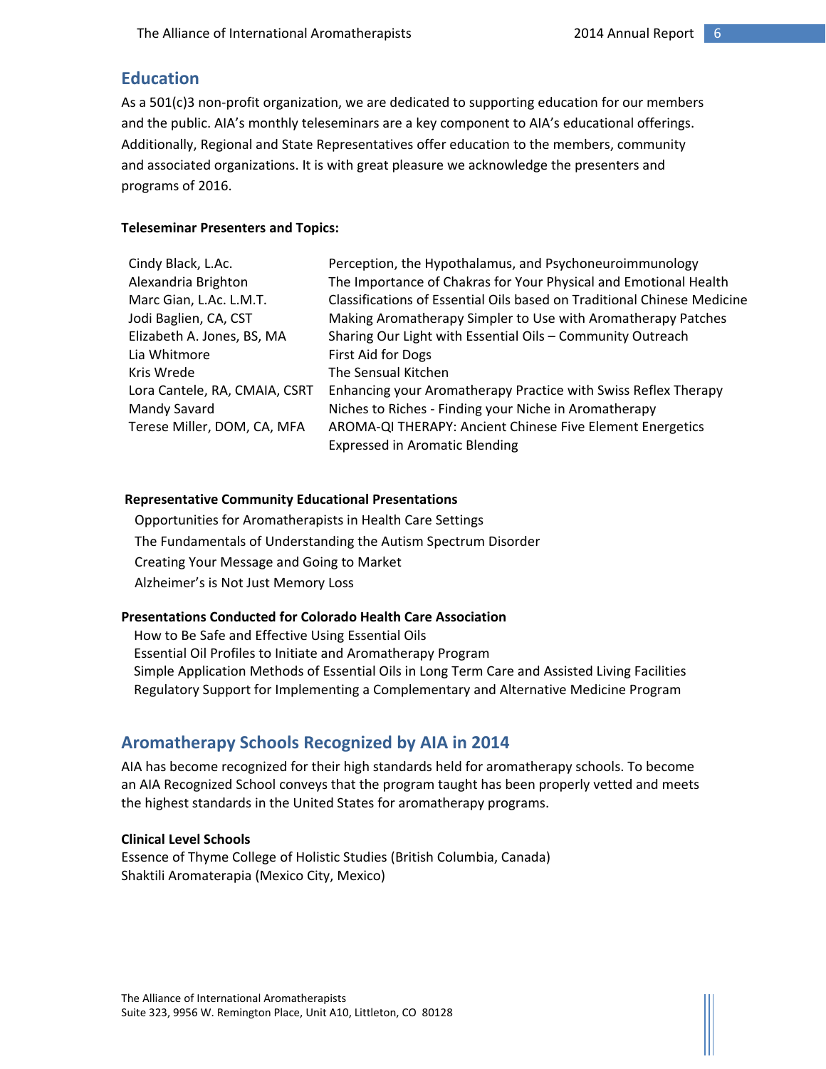## Education

As a 501(c)3 non-profit organization, we are dedicated to supporting education for our members and the public. AIA's monthly teleseminars are a key component to AIA's educational offerings. Additionally, Regional and State Representatives offer education to the members, community and associated organizations. It is with great pleasure we acknowledge the presenters and programs of 2016.

**Teleseminar Presenters and Topics:**

| | |
|---|---|
| Cindy Black, L.Ac. | Perception, the Hypothalamus, and Psychoneuroimmunology |
| Alexandria Brighton | The Importance of Chakras for Your Physical and Emotional Health |
| Marc Gian, L.Ac. L.M.T. | Classifications of Essential Oils based on Traditional Chinese Medicine |
| Jodi Baglien, CA, CST | Making Aromatherapy Simpler to Use with Aromatherapy Patches |
| Elizabeth A. Jones, BS, MA | Sharing Our Light with Essential Oils – Community Outreach |
| Lia Whitmore | First Aid for Dogs |
| Kris Wrede | The Sensual Kitchen |
| Lora Cantele, RA, CMAIA, CSRT | Enhancing your Aromatherapy Practice with Swiss Reflex Therapy |
| Mandy Savard | Niches to Riches - Finding your Niche in Aromatherapy |
| Terese Miller, DOM, CA, MFA | AROMA-QI THERAPY: Ancient Chinese Five Element Energetics Expressed in Aromatic Blending |

**Representative Community Educational Presentations**

Opportunities for Aromatherapists in Health Care Settings
The Fundamentals of Understanding the Autism Spectrum Disorder
Creating Your Message and Going to Market
Alzheimer's is Not Just Memory Loss

**Presentations Conducted for Colorado Health Care Association**

How to Be Safe and Effective Using Essential Oils
Essential Oil Profiles to Initiate and Aromatherapy Program
Simple Application Methods of Essential Oils in Long Term Care and Assisted Living Facilities
Regulatory Support for Implementing a Complementary and Alternative Medicine Program

## Aromatherapy Schools Recognized by AIA in 2014

AIA has become recognized for their high standards held for aromatherapy schools. To become an AIA Recognized School conveys that the program taught has been properly vetted and meets the highest standards in the United States for aromatherapy programs.

**Clinical Level Schools**

Essence of Thyme College of Holistic Studies (British Columbia, Canada)
Shaktili Aromaterapia (Mexico City, Mexico)

The Alliance of International Aromatherapists
Suite 323, 9956 W. Remington Place, Unit A10, Littleton, CO 80128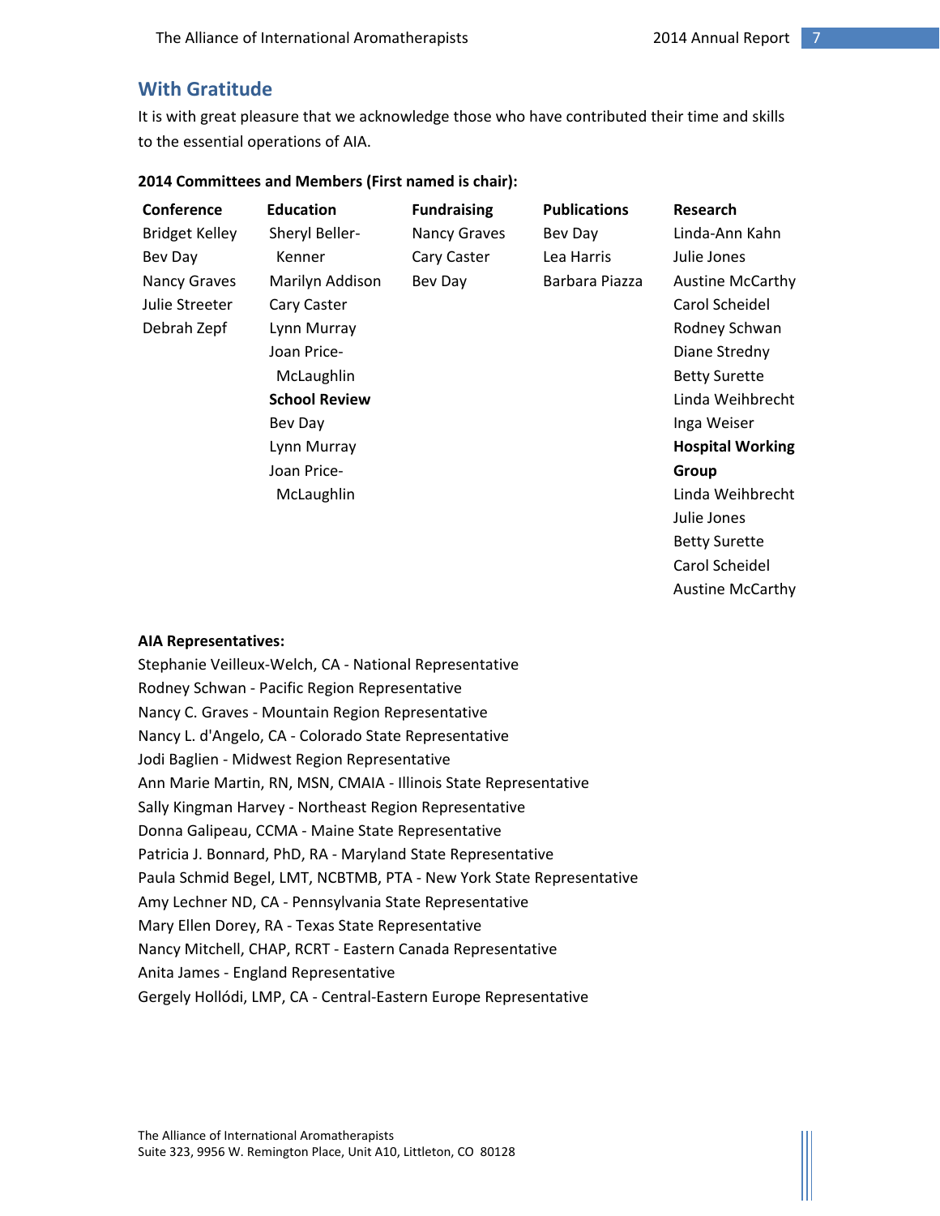## With Gratitude

It is with great pleasure that we acknowledge those who have contributed their time and skills to the essential operations of AIA.

**2014 Committees and Members (First named is chair):**

**Conference**
Bridget Kelley
Bev Day
Nancy Graves
Julie Streeter
Debrah Zepf

**Education**
Sheryl Beller-Kenner
Marilyn Addison
Cary Caster
Lynn Murray
Joan Price-McLaughlin

**School Review**
Bev Day
Lynn Murray
Joan Price-McLaughlin

**Fundraising**
Nancy Graves
Cary Caster
Bev Day

**Publications**
Bev Day
Lea Harris
Barbara Piazza

**Research**
Linda-Ann Kahn
Julie Jones
Austine McCarthy
Carol Scheidel
Rodney Schwan
Diane Stredny
Betty Surette
Linda Weihbrecht
Inga Weiser

**Hospital Working Group**
Linda Weihbrecht
Julie Jones
Betty Surette
Carol Scheidel
Austine McCarthy

**AIA Representatives:**

Stephanie Veilleux-Welch, CA - National Representative
Rodney Schwan - Pacific Region Representative
Nancy C. Graves - Mountain Region Representative
Nancy L. d'Angelo, CA - Colorado State Representative
Jodi Baglien - Midwest Region Representative
Ann Marie Martin, RN, MSN, CMAIA - Illinois State Representative
Sally Kingman Harvey - Northeast Region Representative
Donna Galipeau, CCMA - Maine State Representative
Patricia J. Bonnard, PhD, RA - Maryland State Representative
Paula Schmid Begel, LMT, NCBTMB, PTA - New York State Representative
Amy Lechner ND, CA - Pennsylvania State Representative
Mary Ellen Dorey, RA - Texas State Representative
Nancy Mitchell, CHAP, RCRT - Eastern Canada Representative
Anita James - England Representative
Gergely Hollódi, LMP, CA - Central-Eastern Europe Representative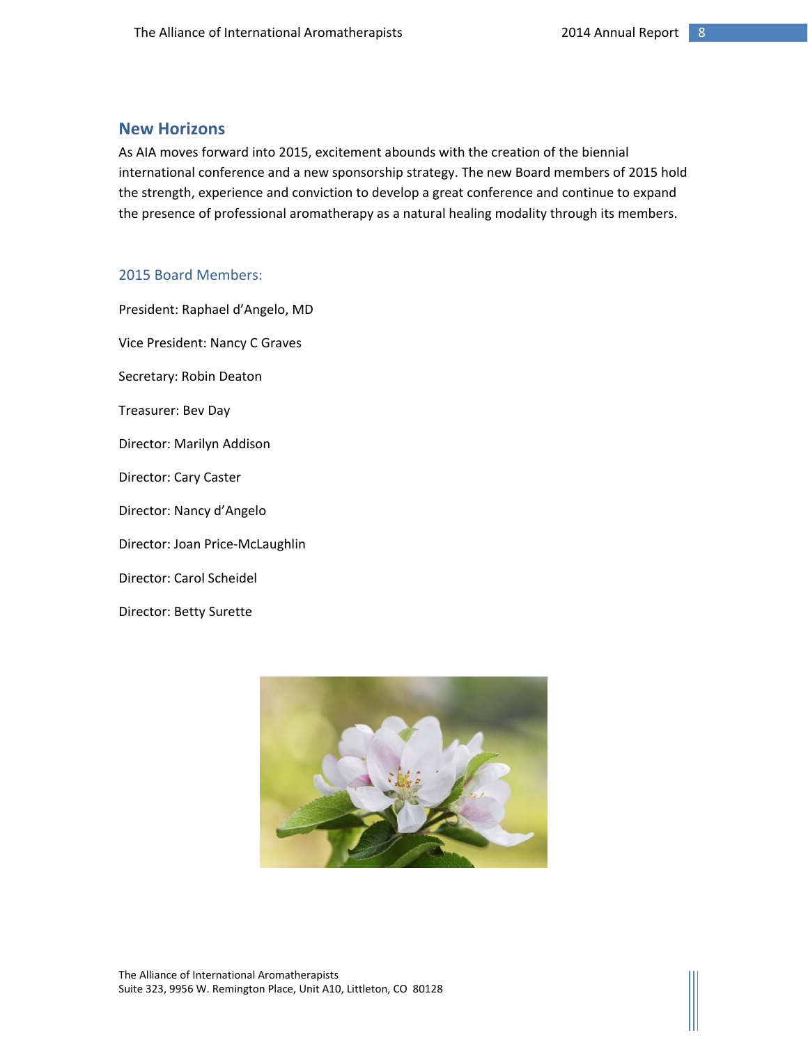## New Horizons

As AIA moves forward into 2015, excitement abounds with the creation of the biennial international conference and a new sponsorship strategy. The new Board members of 2015 hold the strength, experience and conviction to develop a great conference and continue to expand the presence of professional aromatherapy as a natural healing modality through its members.

### 2015 Board Members:

President: Raphael d'Angelo, MD

Vice President: Nancy C Graves

Secretary: Robin Deaton

Treasurer: Bev Day

Director: Marilyn Addison

Director: Cary Caster

Director: Nancy d'Angelo

Director: Joan Price-McLaughlin

Director: Carol Scheidel

Director: Betty Surette

The Alliance of International Aromatherapists
Suite 323, 9956 W. Remington Place, Unit A10, Littleton, CO 80128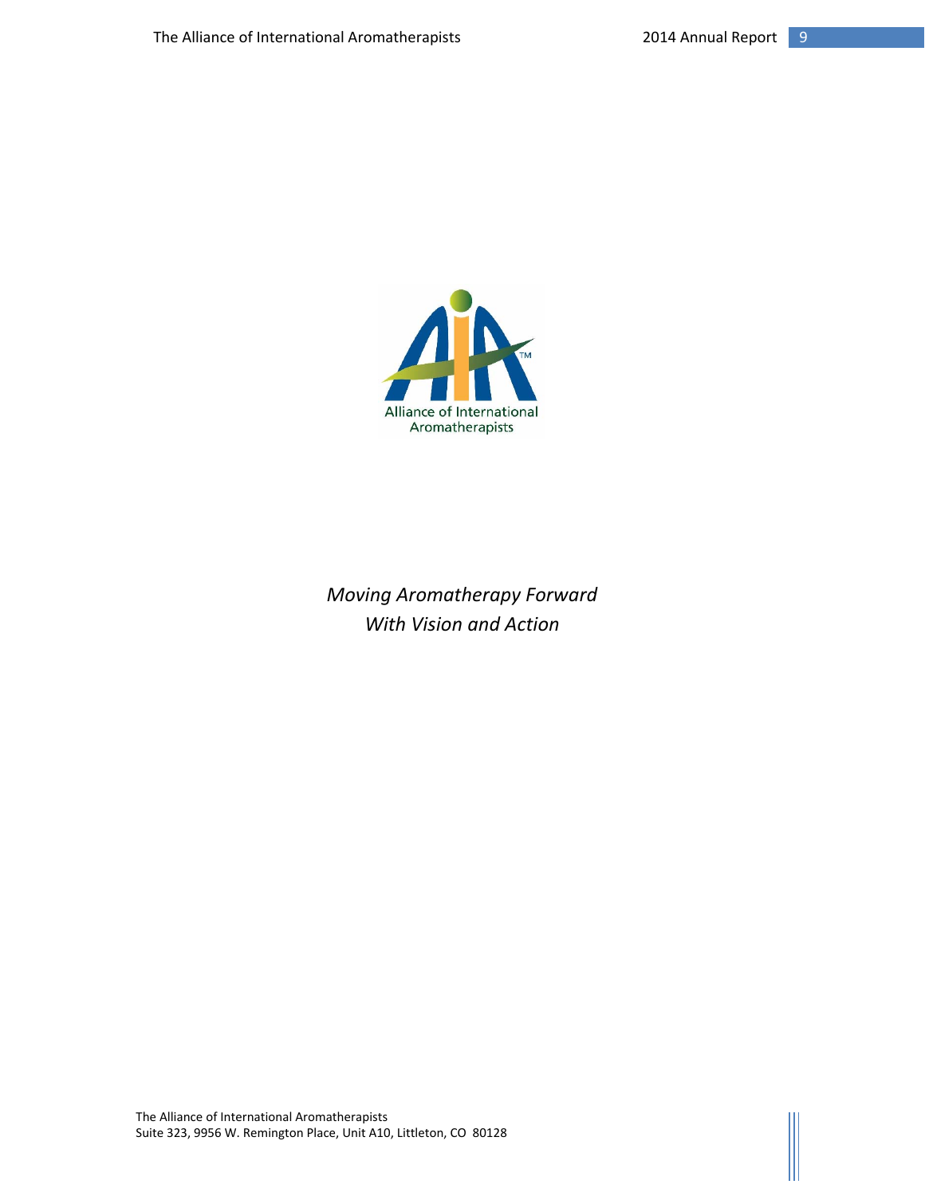*Moving Aromatherapy Forward*
*With Vision and Action*

The Alliance of International Aromatherapists
Suite 323, 9956 W. Remington Place, Unit A10, Littleton, CO 80128